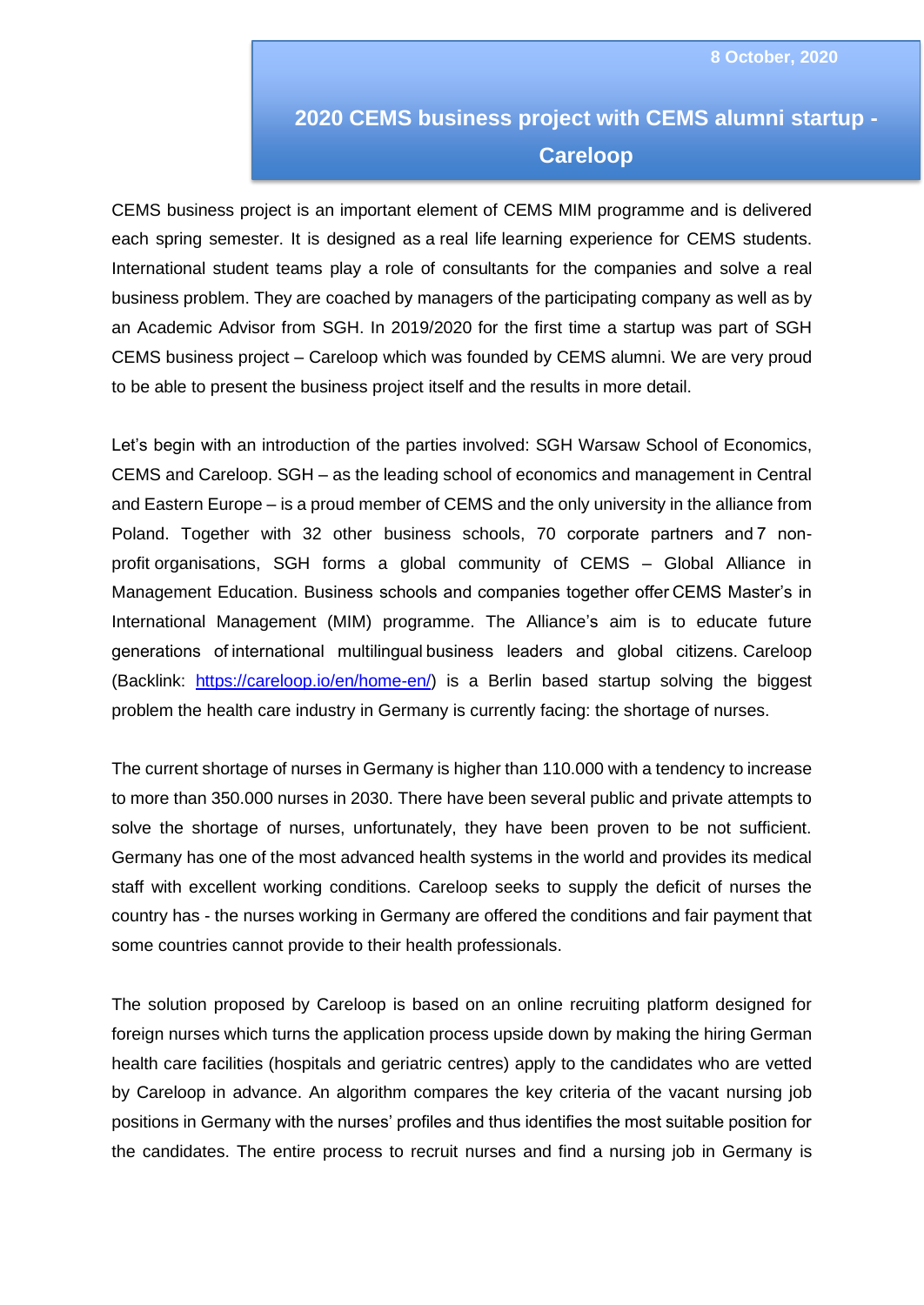8 October, 2020

# 2020 CEMS business project with CEMS alumni startup - Careloop

CEMS business project is an important element of CEMS MIM programme and is delivered each spring semester. It is designed as a real life learning experience for CEMS students. International student teams play a role of consultants for the companies and solve a real business problem. They are coached by managers of the participating company as well as by an Academic Advisor from SGH. In 2019/2020 for the first time a startup was part of SGH CEMS business project – Careloop which was founded by CEMS alumni. We are very proud to be able to present the business project itself and the results in more detail.

Let's begin with an introduction of the parties involved: SGH Warsaw School of Economics, CEMS and Careloop. SGH – as the leading school of economics and management in Central and Eastern Europe – is a proud member of CEMS and the only university in the alliance from Poland. Together with 32 other business schools, 70 corporate partners and 7 non-profit organisations, SGH forms a global community of CEMS – Global Alliance in Management Education. Business schools and companies together offer CEMS Master's in International Management (MIM) programme. The Alliance's aim is to educate future generations of international multilingual business leaders and global citizens. Careloop (Backlink: [https://careloop.io/en/home-en/](https://careloop.io/en/home-en/)) is a Berlin based startup solving the biggest problem the health care industry in Germany is currently facing: the shortage of nurses.

The current shortage of nurses in Germany is higher than 110.000 with a tendency to increase to more than 350.000 nurses in 2030. There have been several public and private attempts to solve the shortage of nurses, unfortunately, they have been proven to be not sufficient. Germany has one of the most advanced health systems in the world and provides its medical staff with excellent working conditions. Careloop seeks to supply the deficit of nurses the country has - the nurses working in Germany are offered the conditions and fair payment that some countries cannot provide to their health professionals.

The solution proposed by Careloop is based on an online recruiting platform designed for foreign nurses which turns the application process upside down by making the hiring German health care facilities (hospitals and geriatric centres) apply to the candidates who are vetted by Careloop in advance. An algorithm compares the key criteria of the vacant nursing job positions in Germany with the nurses' profiles and thus identifies the most suitable position for the candidates. The entire process to recruit nurses and find a nursing job in Germany is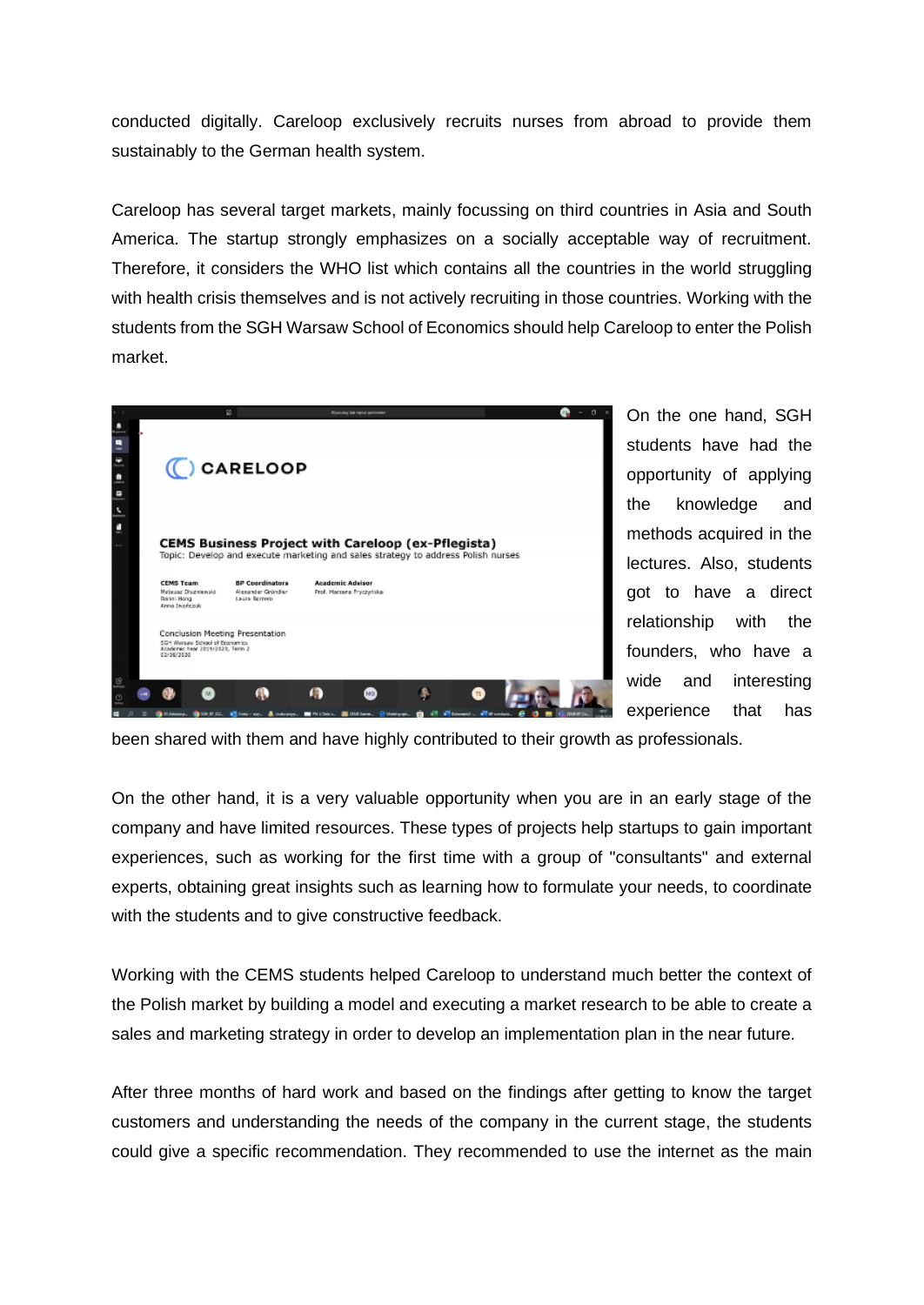conducted digitally. Careloop exclusively recruits nurses from abroad to provide them sustainably to the German health system.

Careloop has several target markets, mainly focussing on third countries in Asia and South America. The startup strongly emphasizes on a socially acceptable way of recruitment. Therefore, it considers the WHO list which contains all the countries in the world struggling with health crisis themselves and is not actively recruiting in those countries. Working with the students from the SGH Warsaw School of Economics should help Careloop to enter the Polish market.

On the one hand, SGH students have had the opportunity of applying the knowledge and methods acquired in the lectures. Also, students got to have a direct relationship with the founders, who have a wide and interesting experience that has been shared with them and have highly contributed to their growth as professionals.

On the other hand, it is a very valuable opportunity when you are in an early stage of the company and have limited resources. These types of projects help startups to gain important experiences, such as working for the first time with a group of "consultants" and external experts, obtaining great insights such as learning how to formulate your needs, to coordinate with the students and to give constructive feedback.

Working with the CEMS students helped Careloop to understand much better the context of the Polish market by building a model and executing a market research to be able to create a sales and marketing strategy in order to develop an implementation plan in the near future.

After three months of hard work and based on the findings after getting to know the target customers and understanding the needs of the company in the current stage, the students could give a specific recommendation. They recommended to use the internet as the main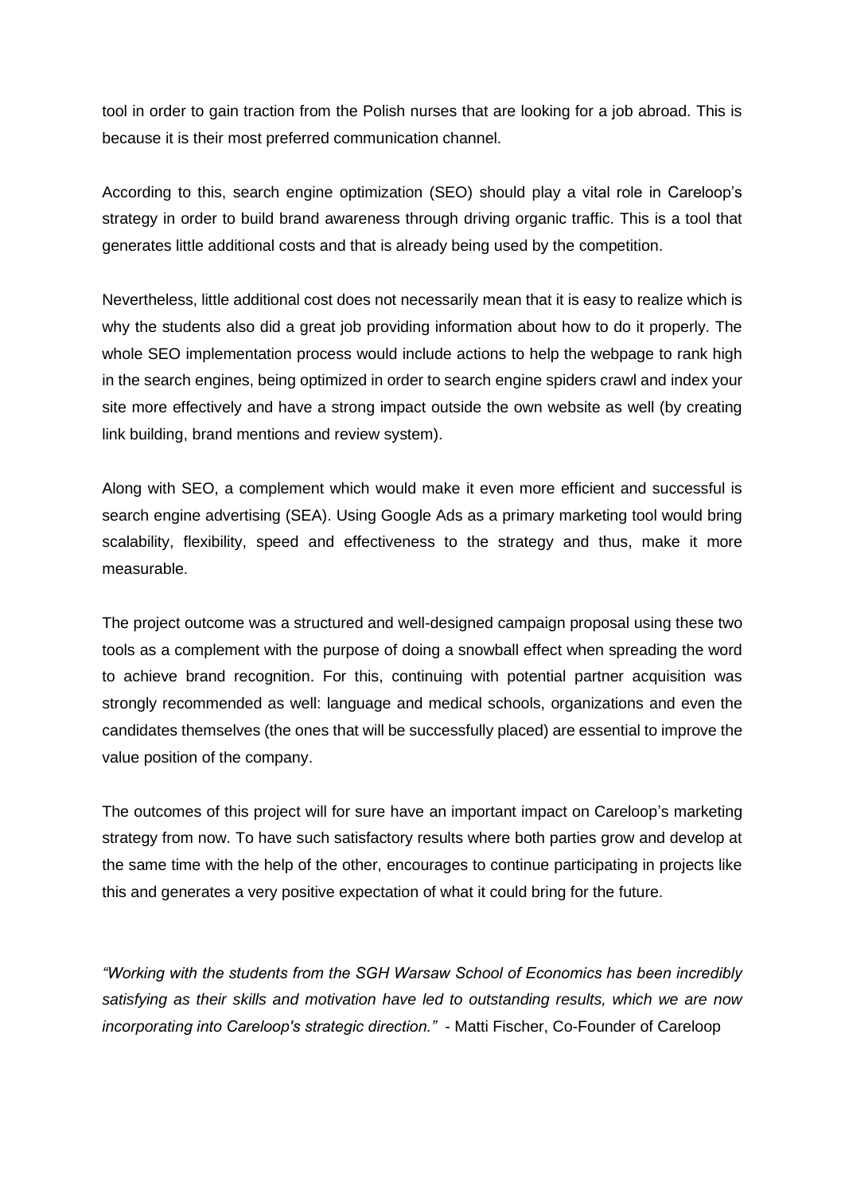tool in order to gain traction from the Polish nurses that are looking for a job abroad. This is because it is their most preferred communication channel.

According to this, search engine optimization (SEO) should play a vital role in Careloop's strategy in order to build brand awareness through driving organic traffic. This is a tool that generates little additional costs and that is already being used by the competition.

Nevertheless, little additional cost does not necessarily mean that it is easy to realize which is why the students also did a great job providing information about how to do it properly. The whole SEO implementation process would include actions to help the webpage to rank high in the search engines, being optimized in order to search engine spiders crawl and index your site more effectively and have a strong impact outside the own website as well (by creating link building, brand mentions and review system).

Along with SEO, a complement which would make it even more efficient and successful is search engine advertising (SEA). Using Google Ads as a primary marketing tool would bring scalability, flexibility, speed and effectiveness to the strategy and thus, make it more measurable.

The project outcome was a structured and well-designed campaign proposal using these two tools as a complement with the purpose of doing a snowball effect when spreading the word to achieve brand recognition. For this, continuing with potential partner acquisition was strongly recommended as well: language and medical schools, organizations and even the candidates themselves (the ones that will be successfully placed) are essential to improve the value position of the company.

The outcomes of this project will for sure have an important impact on Careloop's marketing strategy from now. To have such satisfactory results where both parties grow and develop at the same time with the help of the other, encourages to continue participating in projects like this and generates a very positive expectation of what it could bring for the future.

*"Working with the students from the SGH Warsaw School of Economics has been incredibly satisfying as their skills and motivation have led to outstanding results, which we are now incorporating into Careloop's strategic direction."* - Matti Fischer, Co-Founder of Careloop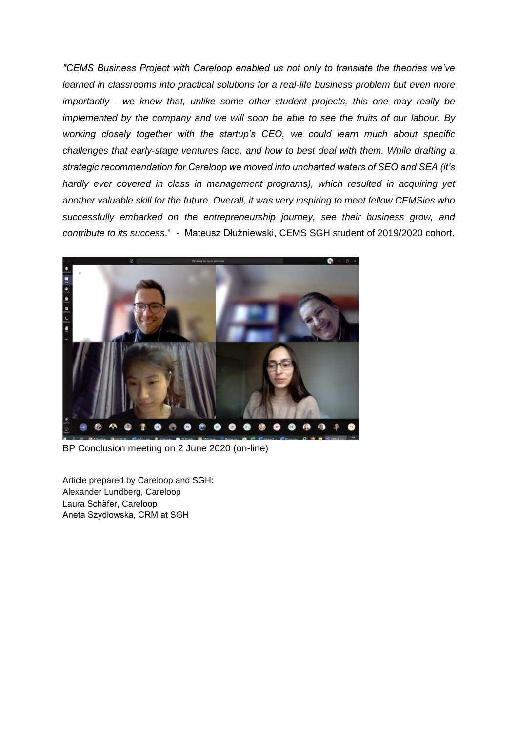*"CEMS Business Project with Careloop enabled us not only to translate the theories we've learned in classrooms into practical solutions for a real-life business problem but even more importantly - we knew that, unlike some other student projects, this one may really be implemented by the company and we will soon be able to see the fruits of our labour. By working closely together with the startup's CEO, we could learn much about specific challenges that early-stage ventures face, and how to best deal with them. While drafting a strategic recommendation for Careloop we moved into uncharted waters of SEO and SEA (it's hardly ever covered in class in management programs), which resulted in acquiring yet another valuable skill for the future. Overall, it was very inspiring to meet fellow CEMSies who successfully embarked on the entrepreneurship journey, see their business grow, and contribute to its success*." - Mateusz Dłużniewski, CEMS SGH student of 2019/2020 cohort.

BP Conclusion meeting on 2 June 2020 (on-line)

Article prepared by Careloop and SGH:
Alexander Lundberg, Careloop
Laura Schäfer, Careloop
Aneta Szydłowska, CRM at SGH